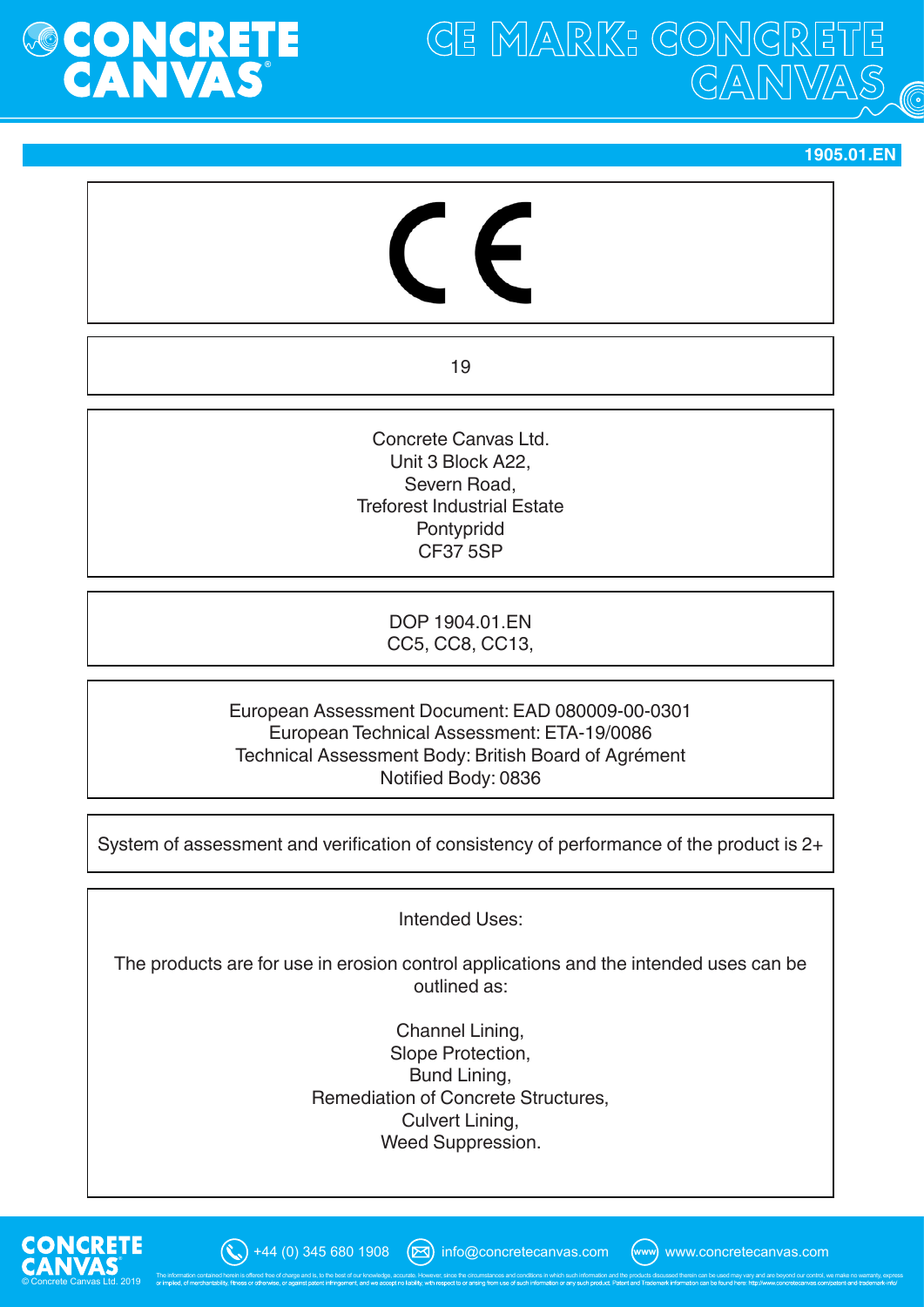# CE MARK: CONCRETE CANVAS

1905.01.EN

CE

19

Concrete Canvas Ltd.
Unit 3 Block A22,
Severn Road,
Treforest Industrial Estate
Pontypridd
CF37 5SP

DOP 1904.01.EN
CC5, CC8, CC13,

European Assessment Document: EAD 080009-00-0301
European Technical Assessment: ETA-19/0086
Technical Assessment Body: British Board of Agrément
Notified Body: 0836

System of assessment and verification of consistency of performance of the product is 2+

Intended Uses:

The products are for use in erosion control applications and the intended uses can be outlined as:

Channel Lining,
Slope Protection,
Bund Lining,
Remediation of Concrete Structures,
Culvert Lining,
Weed Suppression.

+44 (0) 345 680 1908 info@concretecanvas.com www.concretecanvas.com

© Concrete Canvas Ltd. 2019

The information contained herein is offered free of charge and is, to the best of our knowledge, accurate. However, since the circumstances and conditions in which such information and the products discussed therein can be used may vary and are beyond our control, we make no warranty, express or implied, of merchantability, fitness or otherwise, or against patent infringement, and we accept no liability, with respect to or arising from use of such information or any such product. Patent and Trademark information can be found here: http://www.concretecanvas.com/patent-and-trademark-info/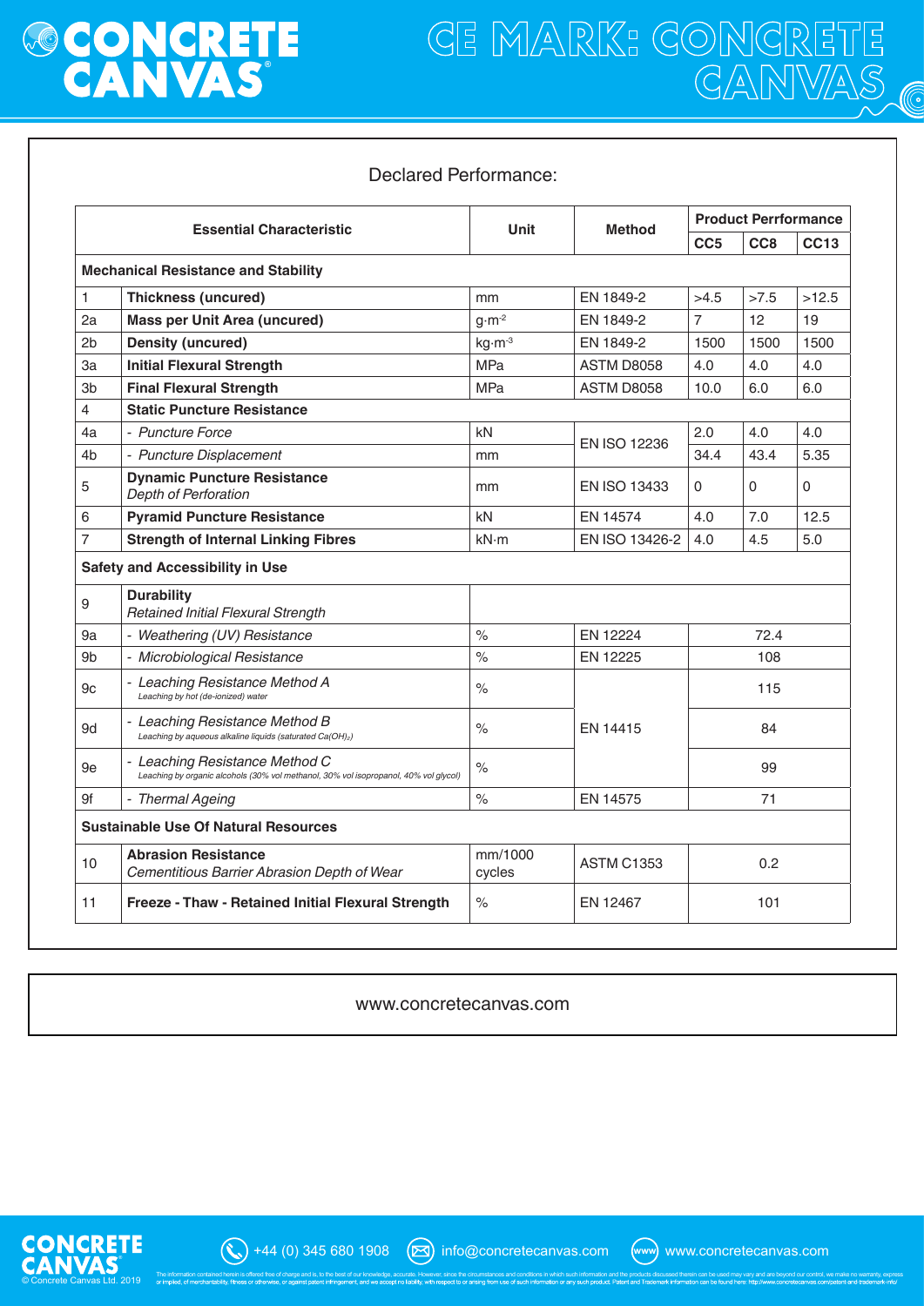# CE MARK: CONCRETE CANVAS

## Declared Performance:

| | Essential Characteristic | Unit | Method | Product Perrformance | | |
|---|---|---|---|---|---|---|
| | | | | CC5 | CC8 | CC13 |
| **Mechanical Resistance and Stability** | | | | | | |
| 1 | **Thickness (uncured)** | mm | EN 1849-2 | >4.5 | >7.5 | >12.5 |
| 2a | **Mass per Unit Area (uncured)** | $g{\cdot}m^{-2}$ | EN 1849-2 | 7 | 12 | 19 |
| 2b | **Density (uncured)** | $kg{\cdot}m^{-3}$ | EN 1849-2 | 1500 | 1500 | 1500 |
| 3a | **Initial Flexural Strength** | MPa | ASTM D8058 | 4.0 | 4.0 | 4.0 |
| 3b | **Final Flexural Strength** | MPa | ASTM D8058 | 10.0 | 6.0 | 6.0 |
| 4 | **Static Puncture Resistance** | | | | | |
| 4a | - *Puncture Force* | kN | EN ISO 12236 | 2.0 | 4.0 | 4.0 |
| 4b | - *Puncture Displacement* | mm | EN ISO 12236 | 34.4 | 43.4 | 5.35 |
| 5 | **Dynamic Puncture Resistance** *Depth of Perforation* | mm | EN ISO 13433 | 0 | 0 | 0 |
| 6 | **Pyramid Puncture Resistance** | kN | EN 14574 | 4.0 | 7.0 | 12.5 |
| 7 | **Strength of Internal Linking Fibres** | kN·m | EN ISO 13426-2 | 4.0 | 4.5 | 5.0 |
| **Safety and Accessibility in Use** | | | | | | |
| 9 | **Durability** *Retained Initial Flexural Strength* | | | | | |
| 9a | - *Weathering (UV) Resistance* | % | EN 12224 | 72.4 | | |
| 9b | - *Microbiological Resistance* | % | EN 12225 | 108 | | |
| 9c | - *Leaching Resistance Method A* *Leaching by hot (de-ionized) water* | % | EN 14415 | 115 | | |
| 9d | - *Leaching Resistance Method B* *Leaching by aqueous alkaline liquids (saturated $Ca(OH)_2$)* | % | EN 14415 | 84 | | |
| 9e | - *Leaching Resistance Method C* *Leaching by organic alcohols (30% vol methanol, 30% vol isopropanol, 40% vol glycol)* | % | EN 14415 | 99 | | |
| 9f | - *Thermal Ageing* | % | EN 14575 | 71 | | |
| **Sustainable Use Of Natural Resources** | | | | | | |
| 10 | **Abrasion Resistance** *Cementitious Barrier Abrasion Depth of Wear* | mm/1000 cycles | ASTM C1353 | 0.2 | | |
| 11 | **Freeze - Thaw - Retained Initial Flexural Strength** | % | EN 12467 | 101 | | |

www.concretecanvas.com

+44 (0) 345 680 1908 info@concretecanvas.com www.concretecanvas.com

© Concrete Canvas Ltd. 2019

The information contained herein is offered free of charge and is, to the best of our knowledge, accurate. However, since the circumstances and conditions in which such information and the products discussed therein can be used may vary and are beyond our control, we make no warranty, express or implied, of merchantability, fitness or otherwise, or against patent infringement, and we accept no liability, with respect to or arising from use of such information or any such product. Patent and Trademark information can be found here: http://www.concretecanvas.com/patent-and-trademark-info/